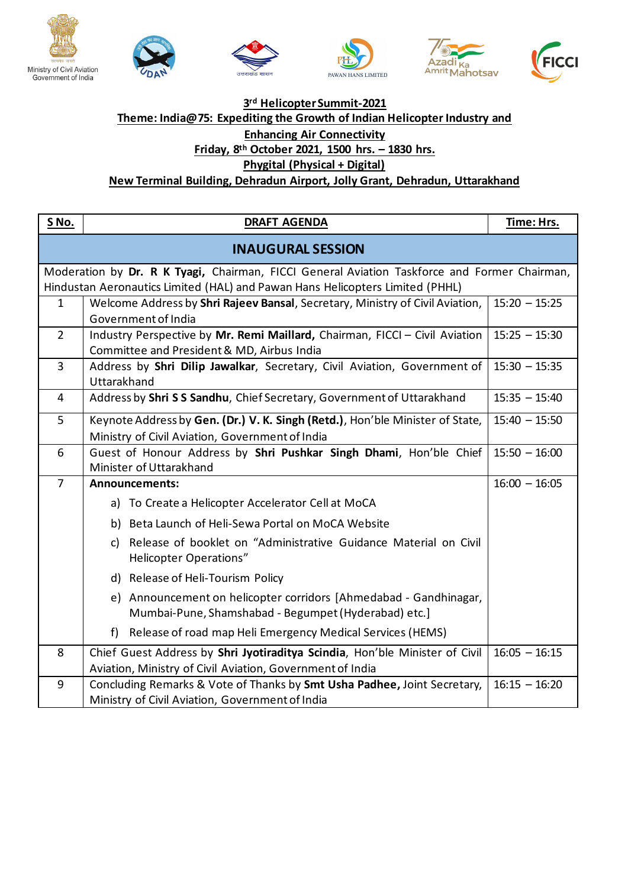Ministry of Civil Aviation
Government of India

PAWAN HANS LIMITED

Azadi Ka Amrit Mahotsav

FICCI

## 3rd Helicopter Summit-2021

**Theme: India@75: Expediting the Growth of Indian Helicopter Industry and Enhancing Air Connectivity**

**Friday, 8th October 2021, 1500 hrs. – 1830 hrs.**

**Phygital (Physical + Digital)**

**New Terminal Building, Dehradun Airport, Jolly Grant, Dehradun, Uttarakhand**

| S No. | DRAFT AGENDA | Time: Hrs. |
|---|---|---|
| **INAUGURAL SESSION** | | |
| Moderation by **Dr. R K Tyagi,** Chairman, FICCI General Aviation Taskforce and Former Chairman, Hindustan Aeronautics Limited (HAL) and Pawan Hans Helicopters Limited (PHHL) | | |
| 1 | Welcome Address by **Shri Rajeev Bansal**, Secretary, Ministry of Civil Aviation, Government of India | 15:20 – 15:25 |
| 2 | Industry Perspective by **Mr. Remi Maillard,** Chairman, FICCI – Civil Aviation Committee and President & MD, Airbus India | 15:25 – 15:30 |
| 3 | Address by **Shri Dilip Jawalkar**, Secretary, Civil Aviation, Government of Uttarakhand | 15:30 – 15:35 |
| 4 | Address by **Shri S S Sandhu**, Chief Secretary, Government of Uttarakhand | 15:35 – 15:40 |
| 5 | Keynote Address by **Gen. (Dr.) V. K. Singh (Retd.)**, Hon'ble Minister of State, Ministry of Civil Aviation, Government of India | 15:40 – 15:50 |
| 6 | Guest of Honour Address by **Shri Pushkar Singh Dhami**, Hon'ble Chief Minister of Uttarakhand | 15:50 – 16:00 |
| 7 | **Announcements:**<br>a) To Create a Helicopter Accelerator Cell at MoCA<br>b) Beta Launch of Heli-Sewa Portal on MoCA Website<br>c) Release of booklet on "Administrative Guidance Material on Civil Helicopter Operations"<br>d) Release of Heli-Tourism Policy<br>e) Announcement on helicopter corridors [Ahmedabad - Gandhinagar, Mumbai-Pune, Shamshabad - Begumpet (Hyderabad) etc.]<br>f) Release of road map Heli Emergency Medical Services (HEMS) | 16:00 – 16:05 |
| 8 | Chief Guest Address by **Shri Jyotiraditya Scindia**, Hon'ble Minister of Civil Aviation, Ministry of Civil Aviation, Government of India | 16:05 – 16:15 |
| 9 | Concluding Remarks & Vote of Thanks by **Smt Usha Padhee,** Joint Secretary, Ministry of Civil Aviation, Government of India | 16:15 – 16:20 |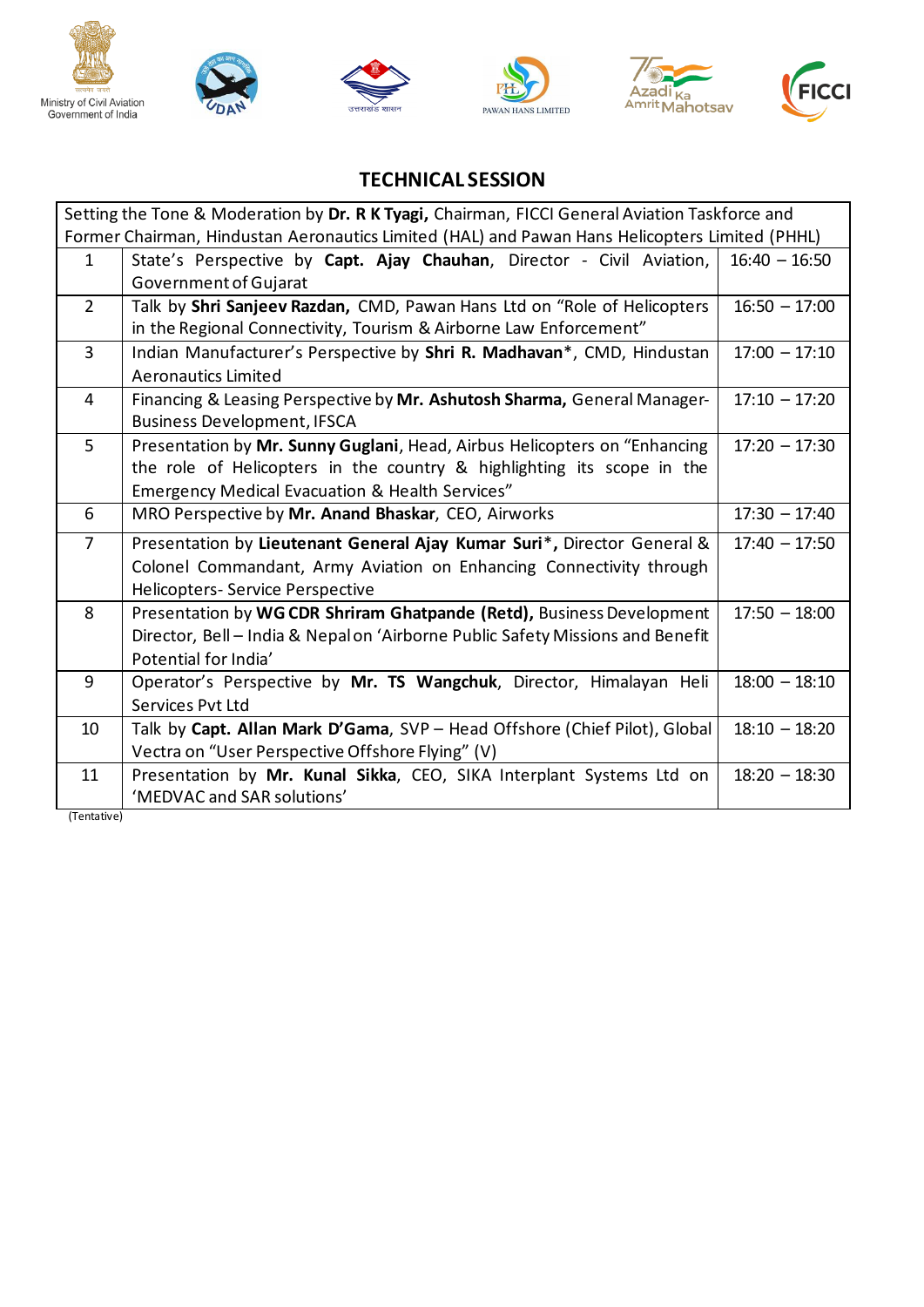Ministry of Civil Aviation
Government of India

## TECHNICAL SESSION

| | | |
|---|---|---|
| Setting the Tone & Moderation by **Dr. R K Tyagi,** Chairman, FICCI General Aviation Taskforce and Former Chairman, Hindustan Aeronautics Limited (HAL) and Pawan Hans Helicopters Limited (PHHL) | | |
| 1 | State's Perspective by **Capt. Ajay Chauhan**, Director - Civil Aviation, Government of Gujarat | 16:40 – 16:50 |
| 2 | Talk by **Shri Sanjeev Razdan,** CMD, Pawan Hans Ltd on "Role of Helicopters in the Regional Connectivity, Tourism & Airborne Law Enforcement" | 16:50 – 17:00 |
| 3 | Indian Manufacturer's Perspective by **Shri R. Madhavan***, CMD, Hindustan Aeronautics Limited | 17:00 – 17:10 |
| 4 | Financing & Leasing Perspective by **Mr. Ashutosh Sharma,** General Manager-Business Development, IFSCA | 17:10 – 17:20 |
| 5 | Presentation by **Mr. Sunny Guglani**, Head, Airbus Helicopters on "Enhancing the role of Helicopters in the country & highlighting its scope in the Emergency Medical Evacuation & Health Services" | 17:20 – 17:30 |
| 6 | MRO Perspective by **Mr. Anand Bhaskar**, CEO, Airworks | 17:30 – 17:40 |
| 7 | Presentation by **Lieutenant General Ajay Kumar Suri*,** Director General & Colonel Commandant, Army Aviation on Enhancing Connectivity through Helicopters- Service Perspective | 17:40 – 17:50 |
| 8 | Presentation by **WG CDR Shriram Ghatpande (Retd),** Business Development Director, Bell – India & Nepal on 'Airborne Public Safety Missions and Benefit Potential for India' | 17:50 – 18:00 |
| 9 | Operator's Perspective by **Mr. TS Wangchuk**, Director, Himalayan Heli Services Pvt Ltd | 18:00 – 18:10 |
| 10 | Talk by **Capt. Allan Mark D'Gama**, SVP – Head Offshore (Chief Pilot), Global Vectra on "User Perspective Offshore Flying" (V) | 18:10 – 18:20 |
| 11 | Presentation by **Mr. Kunal Sikka**, CEO, SIKA Interplant Systems Ltd on 'MEDVAC and SAR solutions' | 18:20 – 18:30 |

(Tentative)